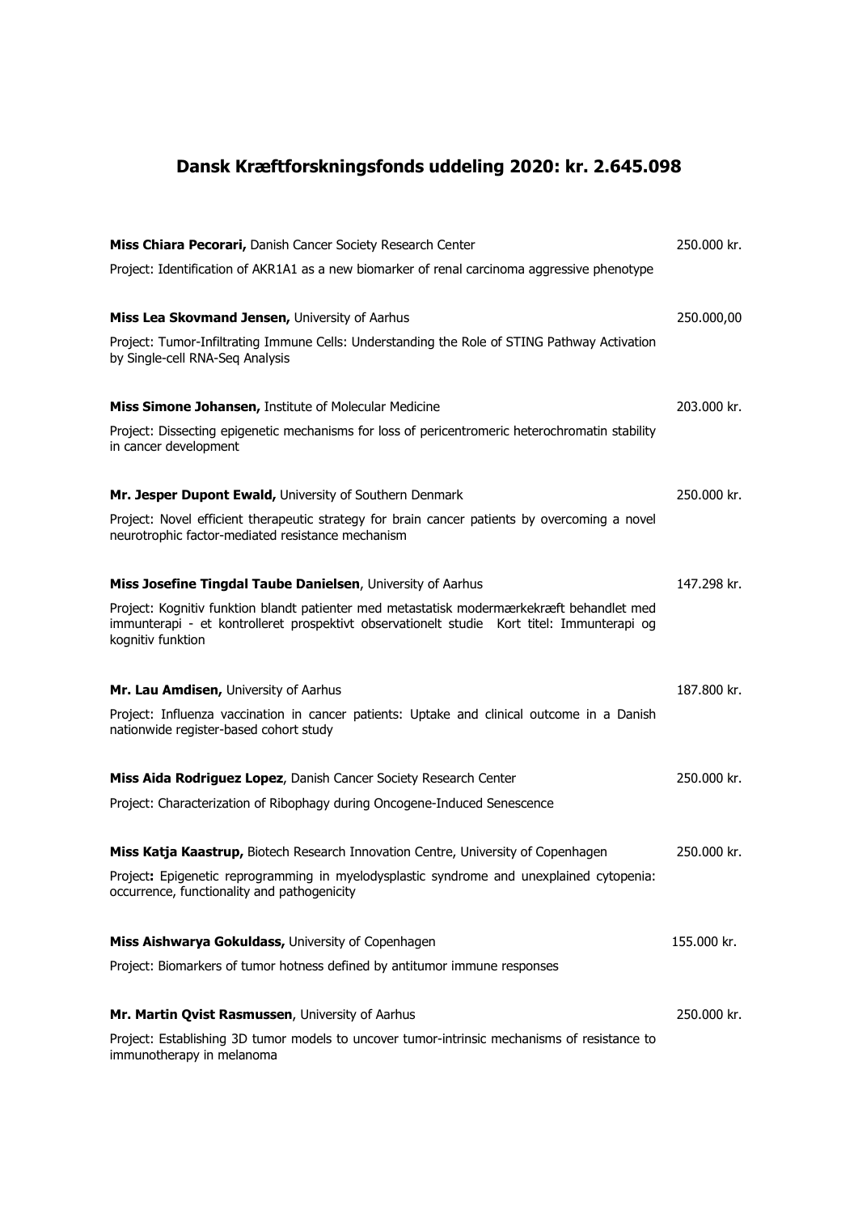# Dansk Kræftforskningsfonds uddeling 2020: kr. 2.645.098

**Miss Chiara Pecorari,** Danish Cancer Society Research Center — 250.000 kr.

Project: Identification of AKR1A1 as a new biomarker of renal carcinoma aggressive phenotype

**Miss Lea Skovmand Jensen,** University of Aarhus — 250.000,00

Project: Tumor-Infiltrating Immune Cells: Understanding the Role of STING Pathway Activation by Single-cell RNA-Seq Analysis

**Miss Simone Johansen,** Institute of Molecular Medicine — 203.000 kr.

Project: Dissecting epigenetic mechanisms for loss of pericentromeric heterochromatin stability in cancer development

**Mr. Jesper Dupont Ewald,** University of Southern Denmark — 250.000 kr.

Project: Novel efficient therapeutic strategy for brain cancer patients by overcoming a novel neurotrophic factor-mediated resistance mechanism

**Miss Josefine Tingdal Taube Danielsen**, University of Aarhus — 147.298 kr.

Project: Kognitiv funktion blandt patienter med metastatisk modermærkekræft behandlet med immunterapi - et kontrolleret prospektivt observationelt studie Kort titel: Immunterapi og kognitiv funktion

**Mr. Lau Amdisen,** University of Aarhus — 187.800 kr.

Project: Influenza vaccination in cancer patients: Uptake and clinical outcome in a Danish nationwide register-based cohort study

**Miss Aida Rodriguez Lopez**, Danish Cancer Society Research Center — 250.000 kr.

Project: Characterization of Ribophagy during Oncogene-Induced Senescence

**Miss Katja Kaastrup,** Biotech Research Innovation Centre, University of Copenhagen — 250.000 kr.

Project**:** Epigenetic reprogramming in myelodysplastic syndrome and unexplained cytopenia: occurrence, functionality and pathogenicity

**Miss Aishwarya Gokuldass,** University of Copenhagen — 155.000 kr.

Project: Biomarkers of tumor hotness defined by antitumor immune responses

**Mr. Martin Qvist Rasmussen**, University of Aarhus — 250.000 kr.

Project: Establishing 3D tumor models to uncover tumor-intrinsic mechanisms of resistance to immunotherapy in melanoma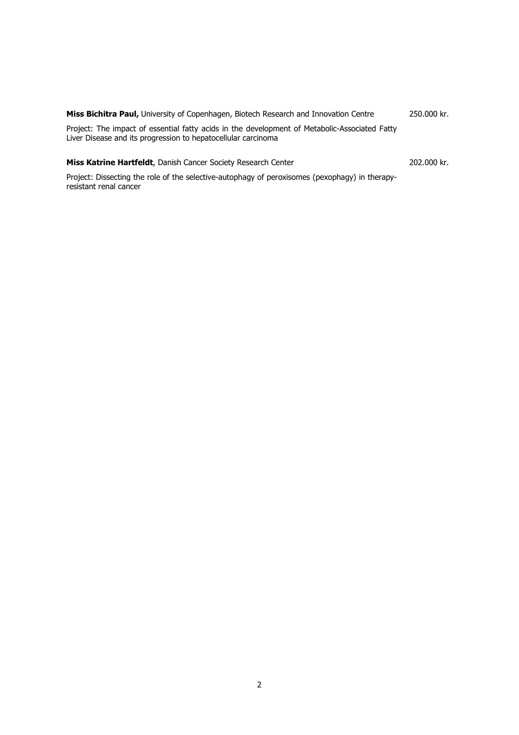**Miss Bichitra Paul,** University of Copenhagen, Biotech Research and Innovation Centre 250.000 kr.

Project: The impact of essential fatty acids in the development of Metabolic-Associated Fatty Liver Disease and its progression to hepatocellular carcinoma

**Miss Katrine Hartfeldt**, Danish Cancer Society Research Center 202.000 kr.

Project: Dissecting the role of the selective-autophagy of peroxisomes (pexophagy) in therapy-resistant renal cancer